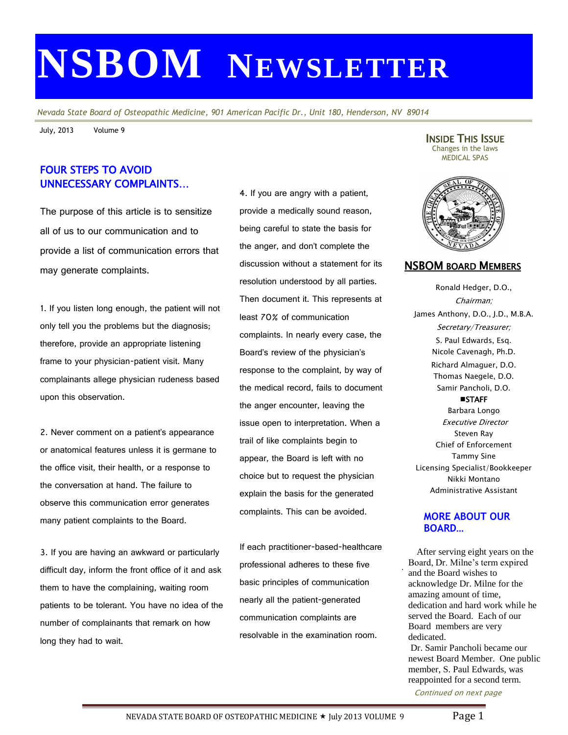# NSBOM NEWSLETTER

*Nevada State Board of Osteopathic Medicine, 901 American Pacific Dr., Unit 180, Henderson, NV 89014*

July, 2013 Volume 9

## FOUR STEPS TO AVOID UNNECESSARY COMPLAINTS…

The purpose of this article is to sensitize all of us to our communication and to provide a list of communication errors that may generate complaints.

1. If you listen long enough, the patient will not only tell you the problems but the diagnosis; therefore, provide an appropriate listening frame to your physician-patient visit. Many complainants allege physician rudeness based upon this observation.

2. Never comment on a patient's appearance or anatomical features unless it is germane to the office visit, their health, or a response to the conversation at hand. The failure to observe this communication error generates many patient complaints to the Board.

3. If you are having an awkward or particularly difficult day, inform the front office of it and ask them to have the complaining, waiting room patients to be tolerant. You have no idea of the number of complainants that remark on how long they had to wait.

4. If you are angry with a patient, provide a medically sound reason, being careful to state the basis for the anger, and don't complete the discussion without a statement for its resolution understood by all parties. Then document it. This represents at least 70% of communication complaints. In nearly every case, the Board's review of the physician's response to the complaint, by way of the medical record, fails to document the anger encounter, leaving the issue open to interpretation. When a trail of like complaints begin to appear, the Board is left with no choice but to request the physician explain the basis for the generated complaints. This can be avoided.

If each practitioner-based-healthcare professional adheres to these five basic principles of communication nearly all the patient-generated communication complaints are resolvable in the examination room.

### INSIDE THIS ISSUE

Changes in the laws
MEDICAL SPAS

## NSBOM BOARD MEMBERS

Ronald Hedger, D.O.,
*Chairman;*
James Anthony, D.O., J.D., M.B.A.
*Secretary/Treasurer;*
S. Paul Edwards, Esq.
Nicole Cavenagh, Ph.D.
Richard Almaguer, D.O.
Thomas Naegele, D.O.
Samir Pancholi, D.O.

**STAFF**

Barbara Longo
*Executive Director*
Steven Ray
Chief of Enforcement
Tammy Sine
Licensing Specialist/Bookkeeper
Nikki Montano
Administrative Assistant

## MORE ABOUT OUR BOARD…

After serving eight years on the Board, Dr. Milne's term expired and the Board wishes to acknowledge Dr. Milne for the amazing amount of time, dedication and hard work while he served the Board. Each of our Board members are very dedicated.

Dr. Samir Pancholi became our newest Board Member. One public member, S. Paul Edwards, was reappointed for a second term.

*Continued on next page*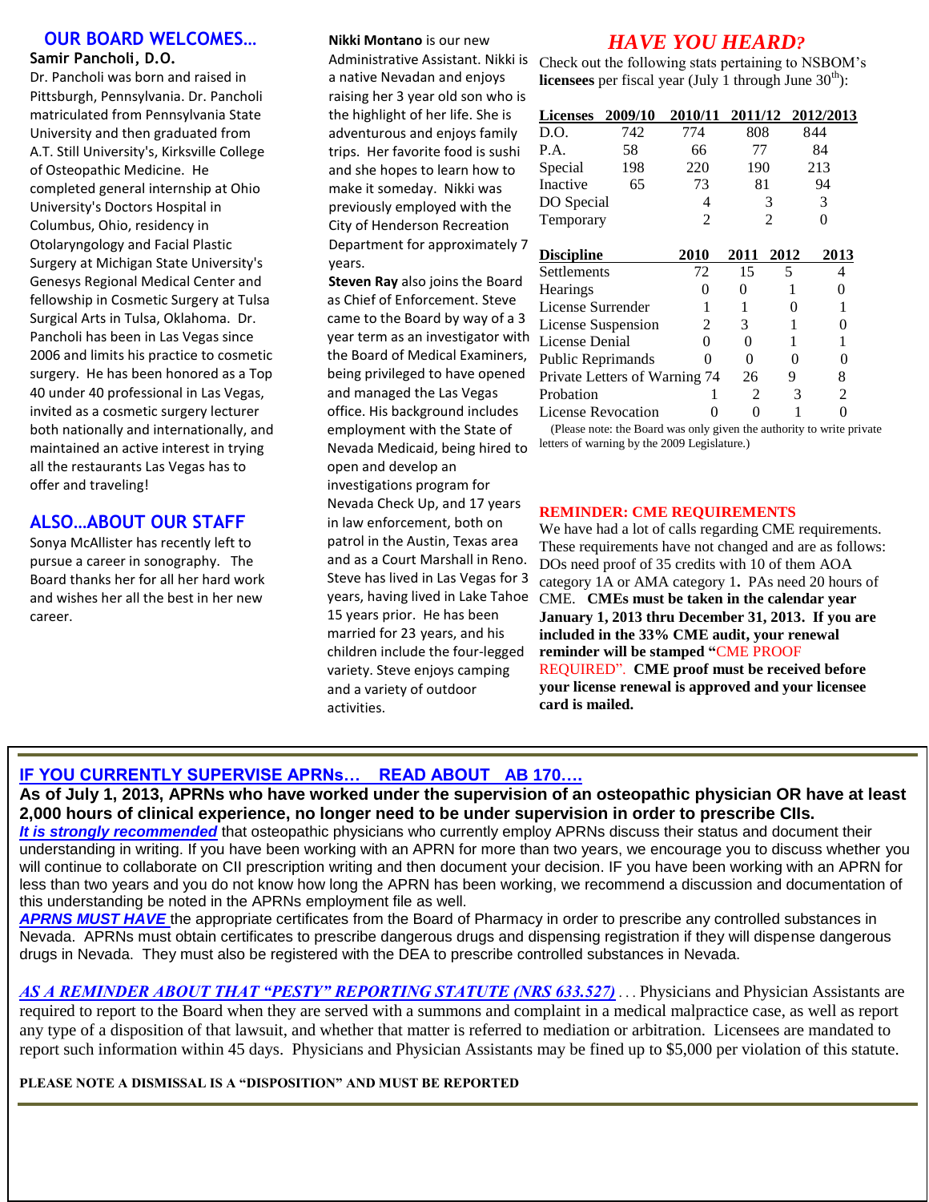## OUR BOARD WELCOMES…

**Samir Pancholi, D.O.**

Dr. Pancholi was born and raised in Pittsburgh, Pennsylvania. Dr. Pancholi matriculated from Pennsylvania State University and then graduated from A.T. Still University's, Kirksville College of Osteopathic Medicine. He completed general internship at Ohio University's Doctors Hospital in Columbus, Ohio, residency in Otolaryngology and Facial Plastic Surgery at Michigan State University's Genesys Regional Medical Center and fellowship in Cosmetic Surgery at Tulsa Surgical Arts in Tulsa, Oklahoma. Dr. Pancholi has been in Las Vegas since 2006 and limits his practice to cosmetic surgery. He has been honored as a Top 40 under 40 professional in Las Vegas, invited as a cosmetic surgery lecturer both nationally and internationally, and maintained an active interest in trying all the restaurants Las Vegas has to offer and traveling!

## ALSO…ABOUT OUR STAFF

Sonya McAllister has recently left to pursue a career in sonography. The Board thanks her for all her hard work and wishes her all the best in her new career.

**Nikki Montano** is our new Administrative Assistant. Nikki is a native Nevadan and enjoys raising her 3 year old son who is the highlight of her life. She is adventurous and enjoys family trips. Her favorite food is sushi and she hopes to learn how to make it someday. Nikki was previously employed with the City of Henderson Recreation Department for approximately 7 years.

**Steven Ray** also joins the Board as Chief of Enforcement. Steve came to the Board by way of a 3 year term as an investigator with the Board of Medical Examiners, being privileged to have opened and managed the Las Vegas office. His background includes employment with the State of Nevada Medicaid, being hired to open and develop an investigations program for Nevada Check Up, and 17 years in law enforcement, both on patrol in the Austin, Texas area and as a Court Marshall in Reno. Steve has lived in Las Vegas for 3 years, having lived in Lake Tahoe 15 years prior. He has been married for 23 years, and his children include the four-legged variety. Steve enjoys camping and a variety of outdoor activities.

## *HAVE YOU HEARD?*

Check out the following stats pertaining to NSBOM's **licensees** per fiscal year (July 1 through June 30th):

| Licenses | 2009/10 | 2010/11 | 2011/12 | 2012/2013 |
|---|---|---|---|---|
| D.O. | 742 | 774 | 808 | 844 |
| P.A. | 58 | 66 | 77 | 84 |
| Special | 198 | 220 | 190 | 213 |
| Inactive | 65 | 73 | 81 | 94 |
| DO Special | | 4 | 3 | 3 |
| Temporary | | 2 | 2 | 0 |

| Discipline | 2010 | 2011 | 2012 | 2013 |
|---|---|---|---|---|
| Settlements | 72 | 15 | 5 | 4 |
| Hearings | 0 | 0 | 1 | 0 |
| License Surrender | 1 | 1 | 0 | 1 |
| License Suspension | 2 | 3 | 1 | 0 |
| License Denial | 0 | 0 | 1 | 1 |
| Public Reprimands | 0 | 0 | 0 | 0 |
| Private Letters of Warning | 74 | 26 | 9 | 8 |
| Probation | 1 | 2 | 3 | 2 |
| License Revocation | 0 | 0 | 1 | 0 |

(Please note: the Board was only given the authority to write private letters of warning by the 2009 Legislature.)

**REMINDER: CME REQUIREMENTS**

We have had a lot of calls regarding CME requirements. These requirements have not changed and are as follows: DOs need proof of 35 credits with 10 of them AOA category 1A or AMA category 1**.** PAs need 20 hours of CME. **CMEs must be taken in the calendar year January 1, 2013 thru December 31, 2013. If you are included in the 33% CME audit, your renewal reminder will be stamped "**CME PROOF REQUIRED"**. CME proof must be received before your license renewal is approved and your licensee card is mailed.**

---

**IF YOU CURRENTLY SUPERVISE APRNs… READ ABOUT AB 170….**

**As of July 1, 2013, APRNs who have worked under the supervision of an osteopathic physician OR have at least 2,000 hours of clinical experience, no longer need to be under supervision in order to prescribe CIIs.**

***It is strongly recommended*** that osteopathic physicians who currently employ APRNs discuss their status and document their understanding in writing. If you have been working with an APRN for more than two years, we encourage you to discuss whether you will continue to collaborate on CII prescription writing and then document your decision. IF you have been working with an APRN for less than two years and you do not know how long the APRN has been working, we recommend a discussion and documentation of this understanding be noted in the APRNs employment file as well.

***APRNS MUST HAVE*** the appropriate certificates from the Board of Pharmacy in order to prescribe any controlled substances in Nevada. APRNs must obtain certificates to prescribe dangerous drugs and dispensing registration if they will dispense dangerous drugs in Nevada. They must also be registered with the DEA to prescribe controlled substances in Nevada.

***AS A REMINDER ABOUT THAT "PESTY" REPORTING STATUTE (NRS 633.527)*** . . . Physicians and Physician Assistants are required to report to the Board when they are served with a summons and complaint in a medical malpractice case, as well as report any type of a disposition of that lawsuit, and whether that matter is referred to mediation or arbitration. Licensees are mandated to report such information within 45 days. Physicians and Physician Assistants may be fined up to $5,000 per violation of this statute.

**PLEASE NOTE A DISMISSAL IS A "DISPOSITION" AND MUST BE REPORTED**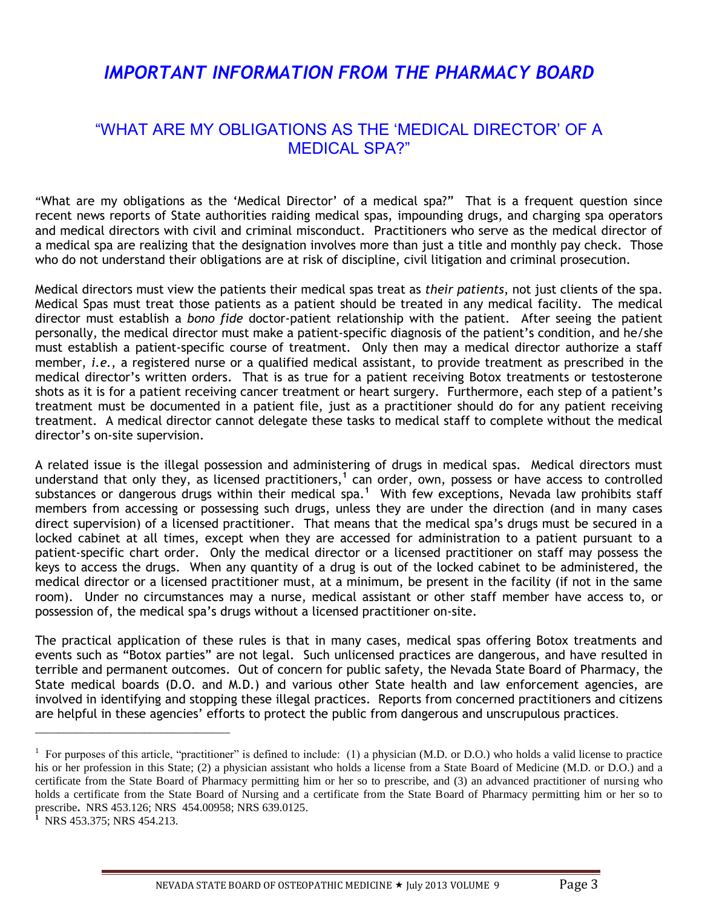# *IMPORTANT INFORMATION FROM THE PHARMACY BOARD*

## "WHAT ARE MY OBLIGATIONS AS THE 'MEDICAL DIRECTOR' OF A MEDICAL SPA?"

"What are my obligations as the 'Medical Director' of a medical spa?" That is a frequent question since recent news reports of State authorities raiding medical spas, impounding drugs, and charging spa operators and medical directors with civil and criminal misconduct. Practitioners who serve as the medical director of a medical spa are realizing that the designation involves more than just a title and monthly pay check. Those who do not understand their obligations are at risk of discipline, civil litigation and criminal prosecution.

Medical directors must view the patients their medical spas treat as *their patients*, not just clients of the spa. Medical Spas must treat those patients as a patient should be treated in any medical facility. The medical director must establish a *bono fide* doctor-patient relationship with the patient. After seeing the patient personally, the medical director must make a patient-specific diagnosis of the patient's condition, and he/she must establish a patient-specific course of treatment. Only then may a medical director authorize a staff member, *i.e.*, a registered nurse or a qualified medical assistant, to provide treatment as prescribed in the medical director's written orders. That is as true for a patient receiving Botox treatments or testosterone shots as it is for a patient receiving cancer treatment or heart surgery. Furthermore, each step of a patient's treatment must be documented in a patient file, just as a practitioner should do for any patient receiving treatment. A medical director cannot delegate these tasks to medical staff to complete without the medical director's on-site supervision.

A related issue is the illegal possession and administering of drugs in medical spas. Medical directors must understand that only they, as licensed practitioners,[1] can order, own, possess or have access to controlled substances or dangerous drugs within their medical spa.[1] With few exceptions, Nevada law prohibits staff members from accessing or possessing such drugs, unless they are under the direction (and in many cases direct supervision) of a licensed practitioner. That means that the medical spa's drugs must be secured in a locked cabinet at all times, except when they are accessed for administration to a patient pursuant to a patient-specific chart order. Only the medical director or a licensed practitioner on staff may possess the keys to access the drugs. When any quantity of a drug is out of the locked cabinet to be administered, the medical director or a licensed practitioner must, at a minimum, be present in the facility (if not in the same room). Under no circumstances may a nurse, medical assistant or other staff member have access to, or possession of, the medical spa's drugs without a licensed practitioner on-site.

The practical application of these rules is that in many cases, medical spas offering Botox treatments and events such as "Botox parties" are not legal. Such unlicensed practices are dangerous, and have resulted in terrible and permanent outcomes. Out of concern for public safety, the Nevada State Board of Pharmacy, the State medical boards (D.O. and M.D.) and various other State health and law enforcement agencies, are involved in identifying and stopping these illegal practices. Reports from concerned practitioners and citizens are helpful in these agencies' efforts to protect the public from dangerous and unscrupulous practices.

---

[1] For purposes of this article, "practitioner" is defined to include: (1) a physician (M.D. or D.O.) who holds a valid license to practice his or her profession in this State; (2) a physician assistant who holds a license from a State Board of Medicine (M.D. or D.O.) and a certificate from the State Board of Pharmacy permitting him or her so to prescribe, and (3) an advanced practitioner of nursing who holds a certificate from the State Board of Nursing and a certificate from the State Board of Pharmacy permitting him or her so to prescribe. NRS 453.126; NRS 454.00958; NRS 639.0125.

[1] NRS 453.375; NRS 454.213.